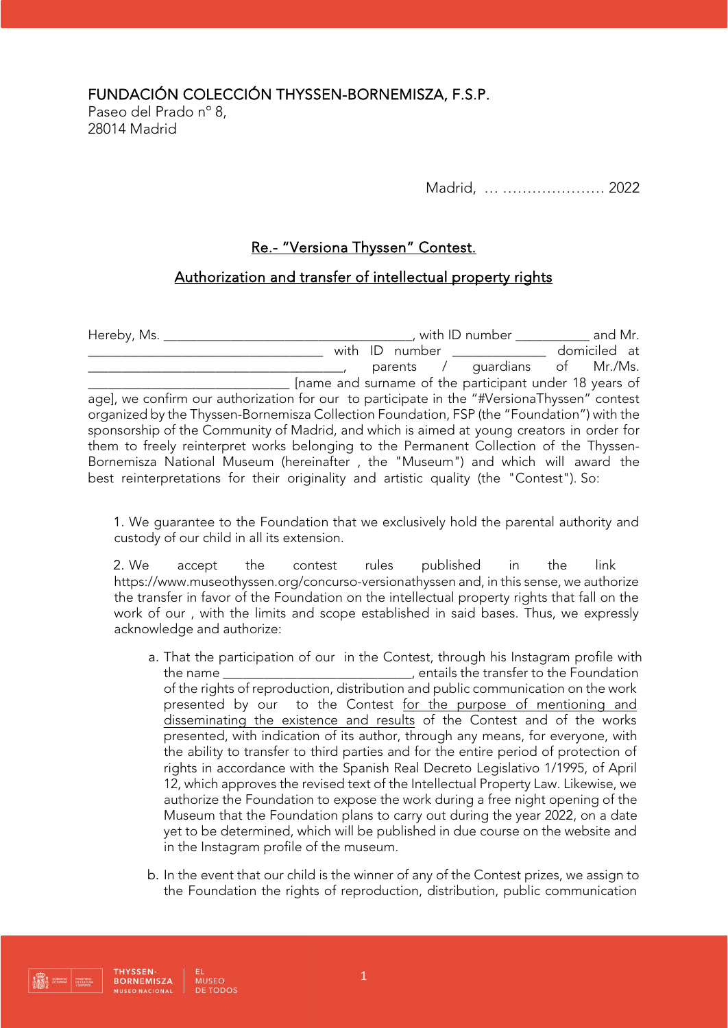FUNDACIÓN COLECCIÓN THYSSEN-BORNEMISZA, F.S.P.
Paseo del Prado nº 8,
28014 Madrid

Madrid, … ………………… 2022

## Re.- "Versiona Thyssen" Contest.

## Authorization and transfer of intellectual property rights

Hereby, Ms. ___________________________________, with ID number ___________ and Mr. __________________________________ with ID number _____________ domiciled at ____________________________________, parents / guardians of Mr./Ms. _____________________________ [name and surname of the participant under 18 years of age], we confirm our authorization for our to participate in the "#VersionaThyssen" contest organized by the Thyssen-Bornemisza Collection Foundation, FSP (the "Foundation") with the sponsorship of the Community of Madrid, and which is aimed at young creators in order for them to freely reinterpret works belonging to the Permanent Collection of the Thyssen-Bornemisza National Museum (hereinafter , the "Museum") and which will award the best reinterpretations for their originality and artistic quality (the "Contest"). So:

1. We guarantee to the Foundation that we exclusively hold the parental authority and custody of our child in all its extension.

2. We accept the contest rules published in the link https://www.museothyssen.org/concurso-versionathyssen and, in this sense, we authorize the transfer in favor of the Foundation on the intellectual property rights that fall on the work of our , with the limits and scope established in said bases. Thus, we expressly acknowledge and authorize:

   a. That the participation of our in the Contest, through his Instagram profile with the name ___________________________, entails the transfer to the Foundation of the rights of reproduction, distribution and public communication on the work presented by our to the Contest <u>for the purpose of mentioning and disseminating the existence and results</u> of the Contest and of the works presented, with indication of its author, through any means, for everyone, with the ability to transfer to third parties and for the entire period of protection of rights in accordance with the Spanish Real Decreto Legislativo 1/1995, of April 12, which approves the revised text of the Intellectual Property Law. Likewise, we authorize the Foundation to expose the work during a free night opening of the Museum that the Foundation plans to carry out during the year 2022, on a date yet to be determined, which will be published in due course on the website and in the Instagram profile of the museum.

   b. In the event that our child is the winner of any of the Contest prizes, we assign to the Foundation the rights of reproduction, distribution, public communication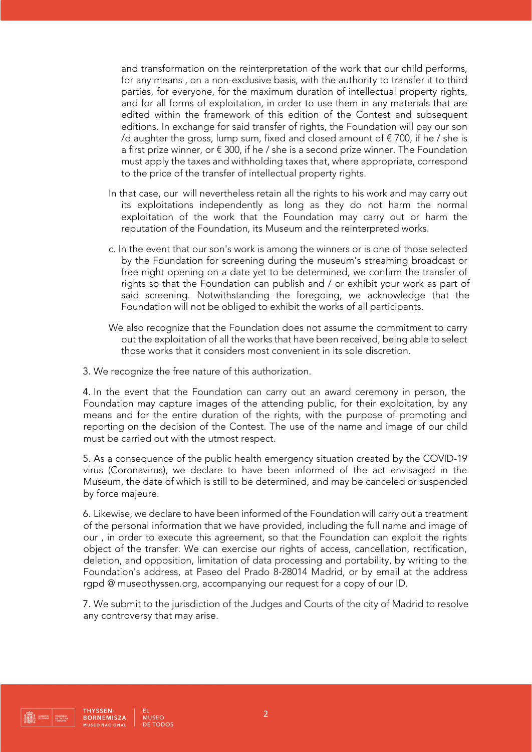and transformation on the reinterpretation of the work that our child performs, for any means , on a non-exclusive basis, with the authority to transfer it to third parties, for everyone, for the maximum duration of intellectual property rights, and for all forms of exploitation, in order to use them in any materials that are edited within the framework of this edition of the Contest and subsequent editions. In exchange for said transfer of rights, the Foundation will pay our son /d aughter the gross, lump sum, fixed and closed amount of € 700, if he / she is a first prize winner, or € 300, if he / she is a second prize winner. The Foundation must apply the taxes and withholding taxes that, where appropriate, correspond to the price of the transfer of intellectual property rights.

In that case, our will nevertheless retain all the rights to his work and may carry out its exploitations independently as long as they do not harm the normal exploitation of the work that the Foundation may carry out or harm the reputation of the Foundation, its Museum and the reinterpreted works.

c. In the event that our son's work is among the winners or is one of those selected by the Foundation for screening during the museum's streaming broadcast or free night opening on a date yet to be determined, we confirm the transfer of rights so that the Foundation can publish and / or exhibit your work as part of said screening. Notwithstanding the foregoing, we acknowledge that the Foundation will not be obliged to exhibit the works of all participants.

We also recognize that the Foundation does not assume the commitment to carry out the exploitation of all the works that have been received, being able to select those works that it considers most convenient in its sole discretion.

3. We recognize the free nature of this authorization.

4. In the event that the Foundation can carry out an award ceremony in person, the Foundation may capture images of the attending public, for their exploitation, by any means and for the entire duration of the rights, with the purpose of promoting and reporting on the decision of the Contest. The use of the name and image of our child must be carried out with the utmost respect.

5. As a consequence of the public health emergency situation created by the COVID-19 virus (Coronavirus), we declare to have been informed of the act envisaged in the Museum, the date of which is still to be determined, and may be canceled or suspended by force majeure.

6. Likewise, we declare to have been informed of the Foundation will carry out a treatment of the personal information that we have provided, including the full name and image of our , in order to execute this agreement, so that the Foundation can exploit the rights object of the transfer. We can exercise our rights of access, cancellation, rectification, deletion, and opposition, limitation of data processing and portability, by writing to the Foundation's address, at Paseo del Prado 8-28014 Madrid, or by email at the address rgpd @ museothyssen.org, accompanying our request for a copy of our ID.

7. We submit to the jurisdiction of the Judges and Courts of the city of Madrid to resolve any controversy that may arise.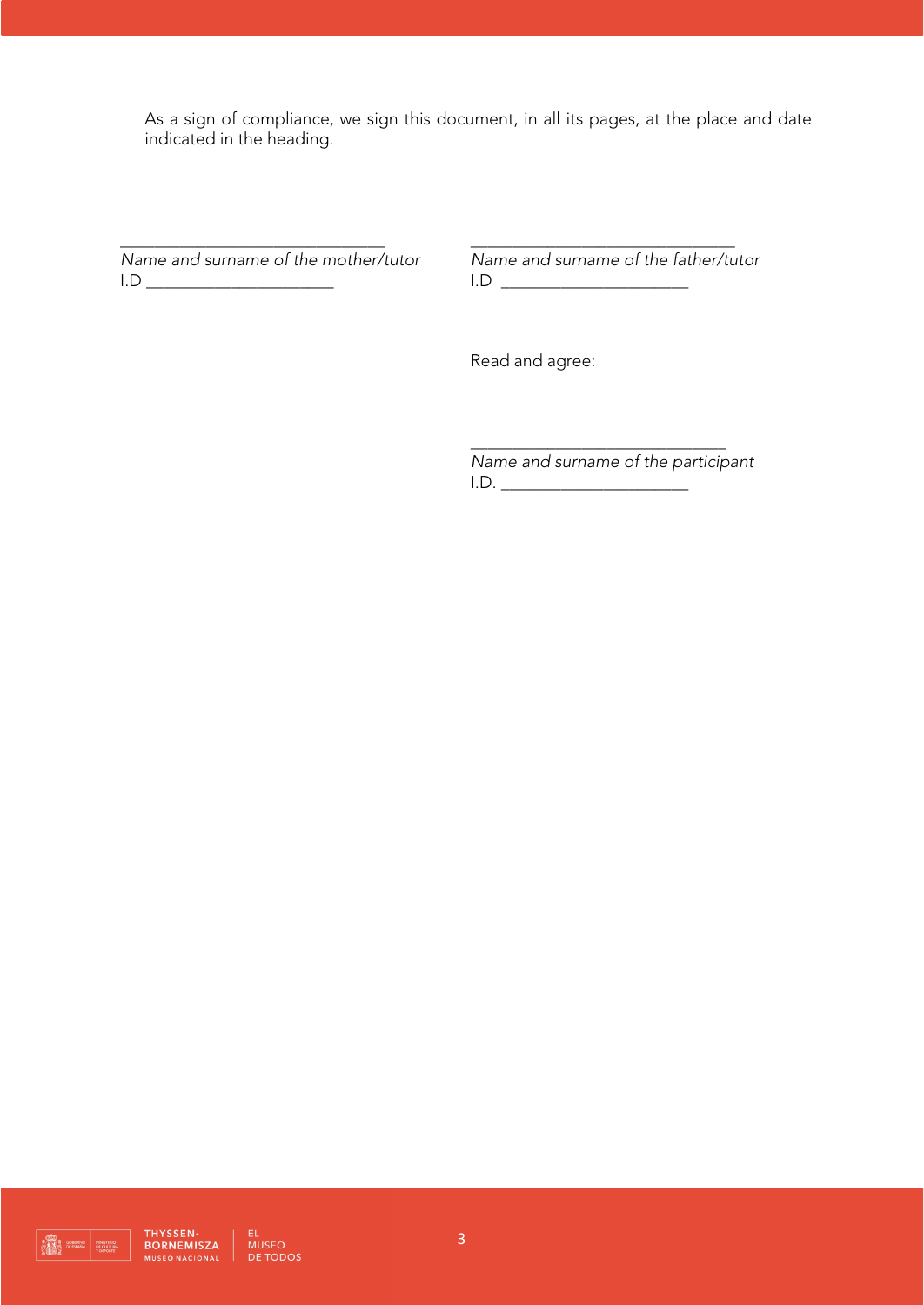As a sign of compliance, we sign this document, in all its pages, at the place and date indicated in the heading.

______________________________
*Name and surname of the mother/tutor*
I.D ______________________

______________________________
*Name and surname of the father/tutor*
I.D ______________________

Read and agree:

______________________________
*Name and surname of the participant*
I.D. ______________________